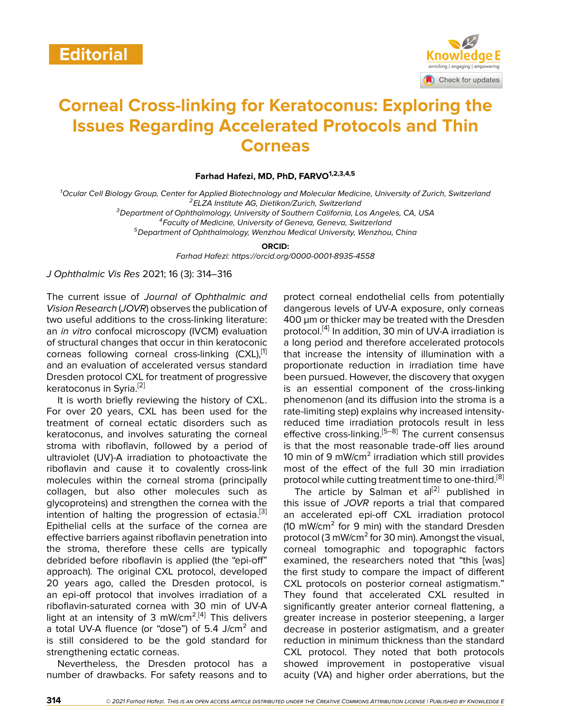Editorial

# Corneal Cross-linking for Keratoconus: Exploring the Issues Regarding Accelerated Protocols and Thin Corneas

**Farhad Hafezi, MD, PhD, FARVO**[1,2,3,4,5]

[1]*Ocular Cell Biology Group, Center for Applied Biotechnology and Molecular Medicine, University of Zurich, Switzerland*
[2]*ELZA Institute AG, Dietikon/Zurich, Switzerland*
[3]*Department of Ophthalmology, University of Southern California, Los Angeles, CA, USA*
[4]*Faculty of Medicine, University of Geneva, Geneva, Switzerland*
[5]*Department of Ophthalmology, Wenzhou Medical University, Wenzhou, China*

**ORCID:**
*Farhad Hafezi: https://orcid.org/0000-0001-8935-4558*

*J Ophthalmic Vis Res* 2021; 16 (3): 314–316

The current issue of *Journal of Ophthalmic and Vision Research* (*JOVR*) observes the publication of two useful additions to the cross-linking literature: an *in vitro* confocal microscopy (IVCM) evaluation of structural changes that occur in thin keratoconic corneas following corneal cross-linking (CXL),[1] and an evaluation of accelerated versus standard Dresden protocol CXL for treatment of progressive keratoconus in Syria.[2]

It is worth briefly reviewing the history of CXL. For over 20 years, CXL has been used for the treatment of corneal ectatic disorders such as keratoconus, and involves saturating the corneal stroma with riboflavin, followed by a period of ultraviolet (UV)-A irradiation to photoactivate the riboflavin and cause it to covalently cross-link molecules within the corneal stroma (principally collagen, but also other molecules such as glycoproteins) and strengthen the cornea with the intention of halting the progression of ectasia.[3] Epithelial cells at the surface of the cornea are effective barriers against riboflavin penetration into the stroma, therefore these cells are typically debrided before riboflavin is applied (the "epi-off" approach). The original CXL protocol, developed 20 years ago, called the Dresden protocol, is an epi-off protocol that involves irradiation of a riboflavin-saturated cornea with 30 min of UV-A light at an intensity of 3 mW/cm$^2$.[4] This delivers a total UV-A fluence (or "dose") of 5.4 J/cm$^2$ and is still considered to be the gold standard for strengthening ectatic corneas.

Nevertheless, the Dresden protocol has a number of drawbacks. For safety reasons and to protect corneal endothelial cells from potentially dangerous levels of UV-A exposure, only corneas 400 µm or thicker may be treated with the Dresden protocol.[4] In addition, 30 min of UV-A irradiation is a long period and therefore accelerated protocols that increase the intensity of illumination with a proportionate reduction in irradiation time have been pursued. However, the discovery that oxygen is an essential component of the cross-linking phenomenon (and its diffusion into the stroma is a rate-limiting step) explains why increased intensity-reduced time irradiation protocols result in less effective cross-linking.[5–8] The current consensus is that the most reasonable trade-off lies around 10 min of 9 mW/cm$^2$ irradiation which still provides most of the effect of the full 30 min irradiation protocol while cutting treatment time to one-third.[8]

The article by Salman et al[2] published in this issue of *JOVR* reports a trial that compared an accelerated epi-off CXL irradiation protocol (10 mW/cm$^2$ for 9 min) with the standard Dresden protocol (3 mW/cm$^2$ for 30 min). Amongst the visual, corneal tomographic and topographic factors examined, the researchers noted that "this [was] the first study to compare the impact of different CXL protocols on posterior corneal astigmatism." They found that accelerated CXL resulted in significantly greater anterior corneal flattening, a greater increase in posterior steepening, a larger decrease in posterior astigmatism, and a greater reduction in minimum thickness than the standard CXL protocol. They noted that both protocols showed improvement in postoperative visual acuity (VA) and higher order aberrations, but the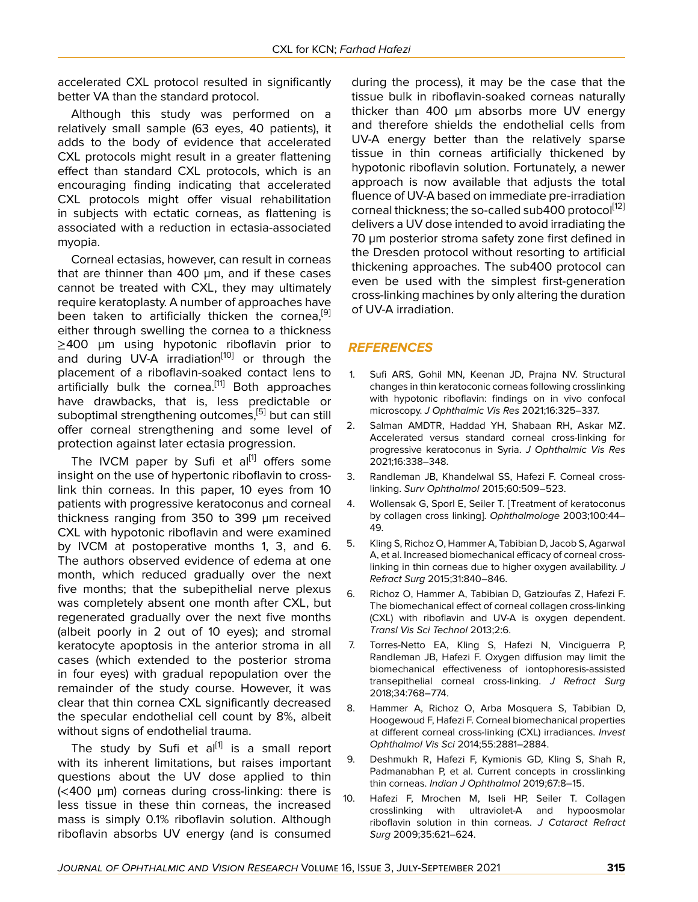accelerated CXL protocol resulted in significantly better VA than the standard protocol.

Although this study was performed on a relatively small sample (63 eyes, 40 patients), it adds to the body of evidence that accelerated CXL protocols might result in a greater flattening effect than standard CXL protocols, which is an encouraging finding indicating that accelerated CXL protocols might offer visual rehabilitation in subjects with ectatic corneas, as flattening is associated with a reduction in ectasia-associated myopia.

Corneal ectasias, however, can result in corneas that are thinner than 400 µm, and if these cases cannot be treated with CXL, they may ultimately require keratoplasty. A number of approaches have been taken to artificially thicken the cornea,[9] either through swelling the cornea to a thickness ≥400 µm using hypotonic riboflavin prior to and during UV-A irradiation[10] or through the placement of a riboflavin-soaked contact lens to artificially bulk the cornea.[11] Both approaches have drawbacks, that is, less predictable or suboptimal strengthening outcomes,[5] but can still offer corneal strengthening and some level of protection against later ectasia progression.

The IVCM paper by Sufi et al[1] offers some insight on the use of hypertonic riboflavin to cross-link thin corneas. In this paper, 10 eyes from 10 patients with progressive keratoconus and corneal thickness ranging from 350 to 399 µm received CXL with hypotonic riboflavin and were examined by IVCM at postoperative months 1, 3, and 6. The authors observed evidence of edema at one month, which reduced gradually over the next five months; that the subepithelial nerve plexus was completely absent one month after CXL, but regenerated gradually over the next five months (albeit poorly in 2 out of 10 eyes); and stromal keratocyte apoptosis in the anterior stroma in all cases (which extended to the posterior stroma in four eyes) with gradual repopulation over the remainder of the study course. However, it was clear that thin cornea CXL significantly decreased the specular endothelial cell count by 8%, albeit without signs of endothelial trauma.

The study by Sufi et al[1] is a small report with its inherent limitations, but raises important questions about the UV dose applied to thin (<400 µm) corneas during cross-linking: there is less tissue in these thin corneas, the increased mass is simply 0.1% riboflavin solution. Although riboflavin absorbs UV energy (and is consumed during the process), it may be the case that the tissue bulk in riboflavin-soaked corneas naturally thicker than 400 µm absorbs more UV energy and therefore shields the endothelial cells from UV-A energy better than the relatively sparse tissue in thin corneas artificially thickened by hypotonic riboflavin solution. Fortunately, a newer approach is now available that adjusts the total fluence of UV-A based on immediate pre-irradiation corneal thickness; the so-called sub400 protocol[12] delivers a UV dose intended to avoid irradiating the 70 µm posterior stroma safety zone first defined in the Dresden protocol without resorting to artificial thickening approaches. The sub400 protocol can even be used with the simplest first-generation cross-linking machines by only altering the duration of UV-A irradiation.

## REFERENCES

1. Sufi ARS, Gohil MN, Keenan JD, Prajna NV. Structural changes in thin keratoconic corneas following crosslinking with hypotonic riboflavin: findings on in vivo confocal microscopy. *J Ophthalmic Vis Res* 2021;16:325–337.
2. Salman AMDTR, Haddad YH, Shabaan RH, Askar MZ. Accelerated versus standard corneal cross-linking for progressive keratoconus in Syria. *J Ophthalmic Vis Res* 2021;16:338–348.
3. Randleman JB, Khandelwal SS, Hafezi F. Corneal cross-linking. *Surv Ophthalmol* 2015;60:509–523.
4. Wollensak G, Sporl E, Seiler T. [Treatment of keratoconus by collagen cross linking]. *Ophthalmologe* 2003;100:44–49.
5. Kling S, Richoz O, Hammer A, Tabibian D, Jacob S, Agarwal A, et al. Increased biomechanical efficacy of corneal cross-linking in thin corneas due to higher oxygen availability. *J Refract Surg* 2015;31:840–846.
6. Richoz O, Hammer A, Tabibian D, Gatzioufas Z, Hafezi F. The biomechanical effect of corneal collagen cross-linking (CXL) with riboflavin and UV-A is oxygen dependent. *Transl Vis Sci Technol* 2013;2:6.
7. Torres-Netto EA, Kling S, Hafezi N, Vinciguerra P, Randleman JB, Hafezi F. Oxygen diffusion may limit the biomechanical effectiveness of iontophoresis-assisted transepithelial corneal cross-linking. *J Refract Surg* 2018;34:768–774.
8. Hammer A, Richoz O, Arba Mosquera S, Tabibian D, Hoogewoud F, Hafezi F. Corneal biomechanical properties at different corneal cross-linking (CXL) irradiances. *Invest Ophthalmol Vis Sci* 2014;55:2881–2884.
9. Deshmukh R, Hafezi F, Kymionis GD, Kling S, Shah R, Padmanabhan P, et al. Current concepts in crosslinking thin corneas. *Indian J Ophthalmol* 2019;67:8–15.
10. Hafezi F, Mrochen M, Iseli HP, Seiler T. Collagen crosslinking with ultraviolet-A and hypoosmolar riboflavin solution in thin corneas. *J Cataract Refract Surg* 2009;35:621–624.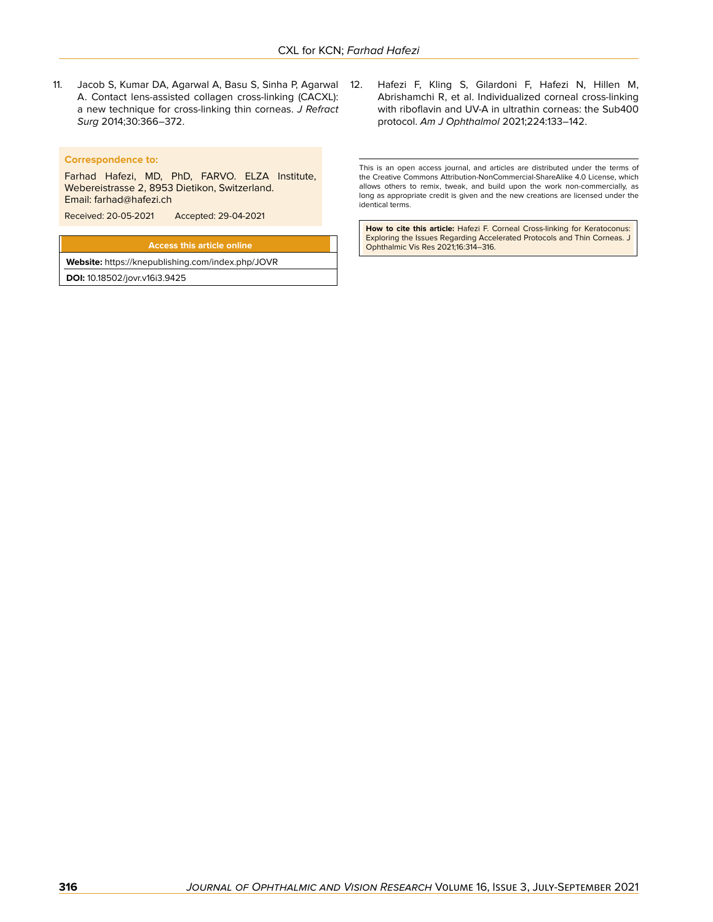11. Jacob S, Kumar DA, Agarwal A, Basu S, Sinha P, Agarwal A. Contact lens-assisted collagen cross-linking (CACXL): a new technique for cross-linking thin corneas. *J Refract Surg* 2014;30:366–372.

12. Hafezi F, Kling S, Gilardoni F, Hafezi N, Hillen M, Abrishamchi R, et al. Individualized corneal cross-linking with riboflavin and UV-A in ultrathin corneas: the Sub400 protocol. *Am J Ophthalmol* 2021;224:133–142.

**Correspondence to:**

Farhad Hafezi, MD, PhD, FARVO. ELZA Institute, Webereistrasse 2, 8953 Dietikon, Switzerland.
Email: farhad@hafezi.ch

Received: 20-05-2021 Accepted: 29-04-2021

| Access this article online |
| --- |
| **Website:** https://knepublishing.com/index.php/JOVR |
| **DOI:** 10.18502/jovr.v16i3.9425 |

This is an open access journal, and articles are distributed under the terms of the Creative Commons Attribution-NonCommercial-ShareAlike 4.0 License, which allows others to remix, tweak, and build upon the work non-commercially, as long as appropriate credit is given and the new creations are licensed under the identical terms.

**How to cite this article:** Hafezi F. Corneal Cross-linking for Keratoconus: Exploring the Issues Regarding Accelerated Protocols and Thin Corneas. J Ophthalmic Vis Res 2021;16:314–316.